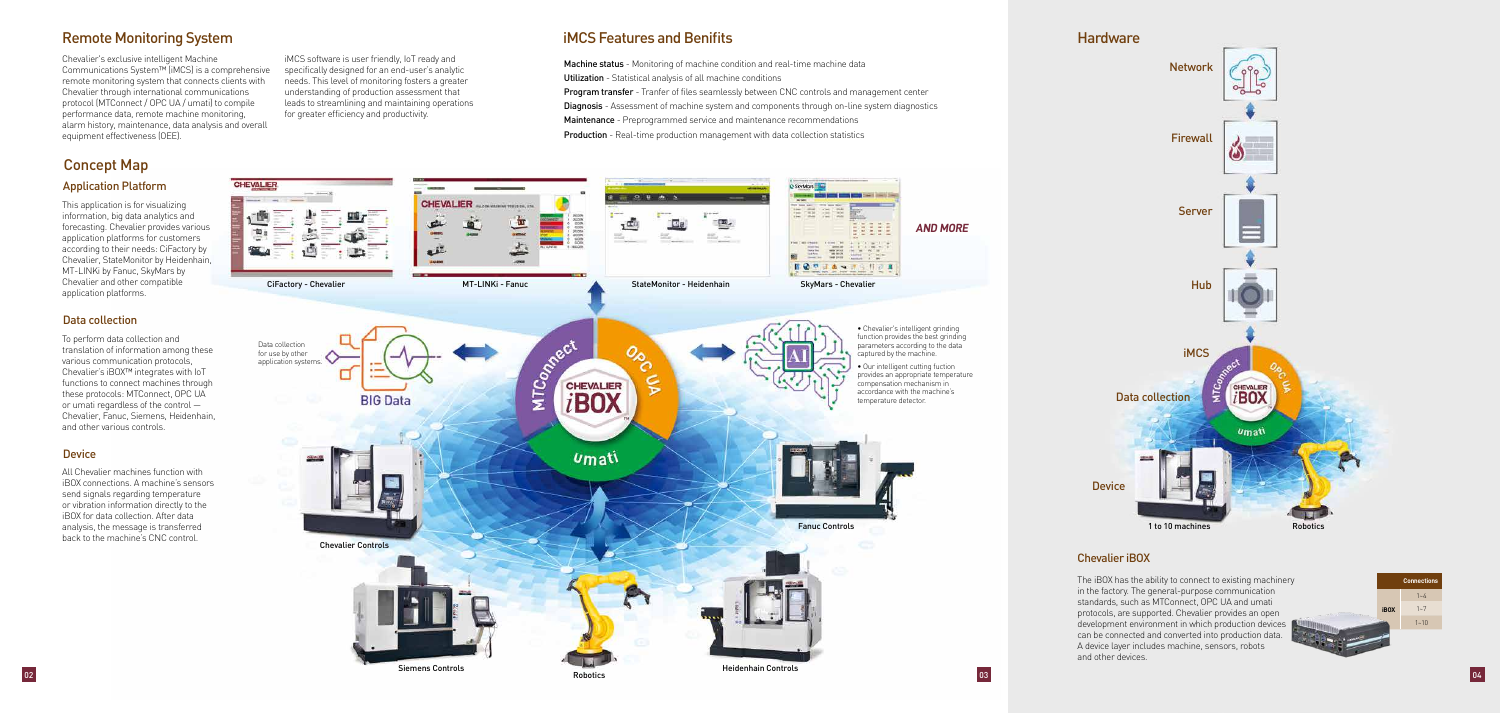## Remote Monitoring System

Chevalier's exclusive intelligent Machine Communications System™ (iMCS) is a comprehensive remote monitoring system that connects clients with Chevalier through international communications protocol (MTConnect / OPC UA / umati) to compile performance data, remote machine monitoring, alarm history, maintenance, data analysis and overall equipment effectiveness (OEE).

iMCS software is user friendly, IoT ready and specifically designed for an end-user's analytic needs. This level of monitoring fosters a greater understanding of production assessment that leads to streamlining and maintaining operations for greater efficiency and productivity.

## Concept Map

### Application Platform

This application is for visualizing information, big data analytics and forecasting. Chevalier provides various application platforms for customers according to their needs: CiFactory by Chevalier, StateMonitor by Heidenhain, MT-LINKi by Fanuc, SkyMars by Chevalier and other compatible application platforms.

### Data collection

To perform data collection and translation of information among these various communication protocols, Chevalier's iBOX™ integrates with IoT functions to connect machines through these protocols: MTConnect, OPC UA or umati regardless of the control — Chevalier, Fanuc, Siemens, Heidenhain, and other various controls.

### Device

All Chevalier machines function with iBOX connections. A machine's sensors send signals regarding temperature or vibration information directly to the iBOX for data collection. After data analysis, the message is transferred back to the machine's CNC control.

CiFactory - Chevalier

MT-LINKi - Fanuc

StateMonitor - Heidenhain

SkyMars - Chevalier

*AND MORE*

Data collection for use by other application systems.

BIG Data

MTConnect

OPC UA

CHEVALIER iBOX

umati

- Chevalier's intelligent grinding function provides the best grinding parameters according to the data captured by the machine.
- Our intelligent cutting fuction provides an appropriate temperature compensation mechanism in accordance with the machine's temperature detector.

Chevalier Controls

Fanuc Controls

Siemens Controls

Robotics

Heidenhain Controls

## iMCS Features and Benifits

**Machine status** - Monitoring of machine condition and real-time machine data

**Utilization** - Statistical analysis of all machine conditions

**Program transfer** - Tranfer of files seamlessly between CNC controls and management center

**Diagnosis** - Assessment of machine system and components through on-line system diagnostics

**Maintenance** - Preprogrammed service and maintenance recommendations

**Production** - Real-time production management with data collection statistics

## Hardware

Network

Firewall

Server

Hub

iMCS

Data collection

Device

1 to 10 machines

Robotics

### Chevalier iBOX

The iBOX has the ability to connect to existing machinery in the factory. The general-purpose communication standards, such as MTConnect, OPC UA and umati protocols, are supported. Chevalier provides an open development environment in which production devices can be connected and converted into production data. A device layer includes machine, sensors, robots and other devices.

| | Connections |
|---|---|
| iBOX | 1~4 |
| | 1~7 |
| | 1~10 |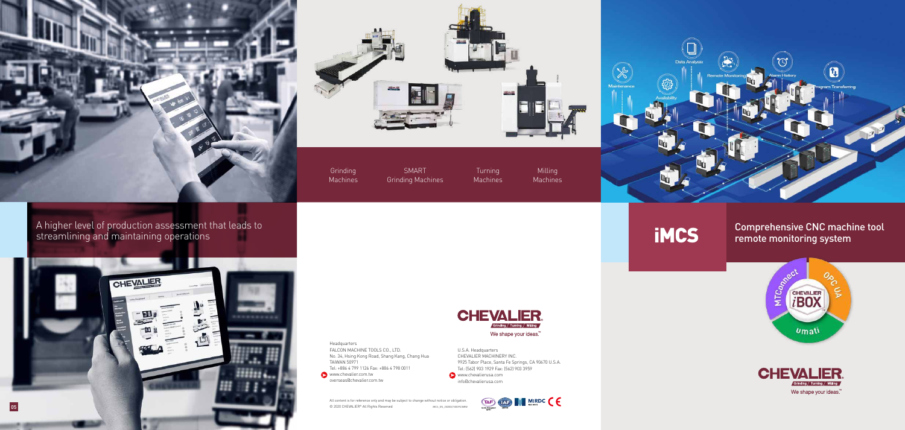Grinding Machines

SMART Grinding Machines

Turning Machines

Milling Machines

A higher level of production assessment that leads to streamlining and maintaining operations

# iMCS

## Comprehensive CNC machine tool remote monitoring system

MTConnect

OPC UA

CHEVALIER iBOX

umati

CHEVALIER

Grinding / Turning / Milling

We shape your ideas.™

Headquarters
FALCON MACHINE TOOLS CO., LTD.
No. 34, Hsing Kong Road, Shang Kang, Chang Hua
TAIWAN 50971
Tel: +886 4 799 1126 Fax: +886 4 798 0011
www.chevalier.com.tw
overseas@chevalier.com.tw

U.S.A. Headquarters
CHEVALIER MACHINERY INC.
9925 Tabor Place, Santa Fe Springs, CA 90670 U.S.A.
Tel: (562) 903 1929 Fax: (562) 903 3959
www.chevalierusa.com
info@chevalierusa.com

All content is for reference only and may be subject to change without notice or obligation.
© 2020 CHEVALIER® All Rights Reserved